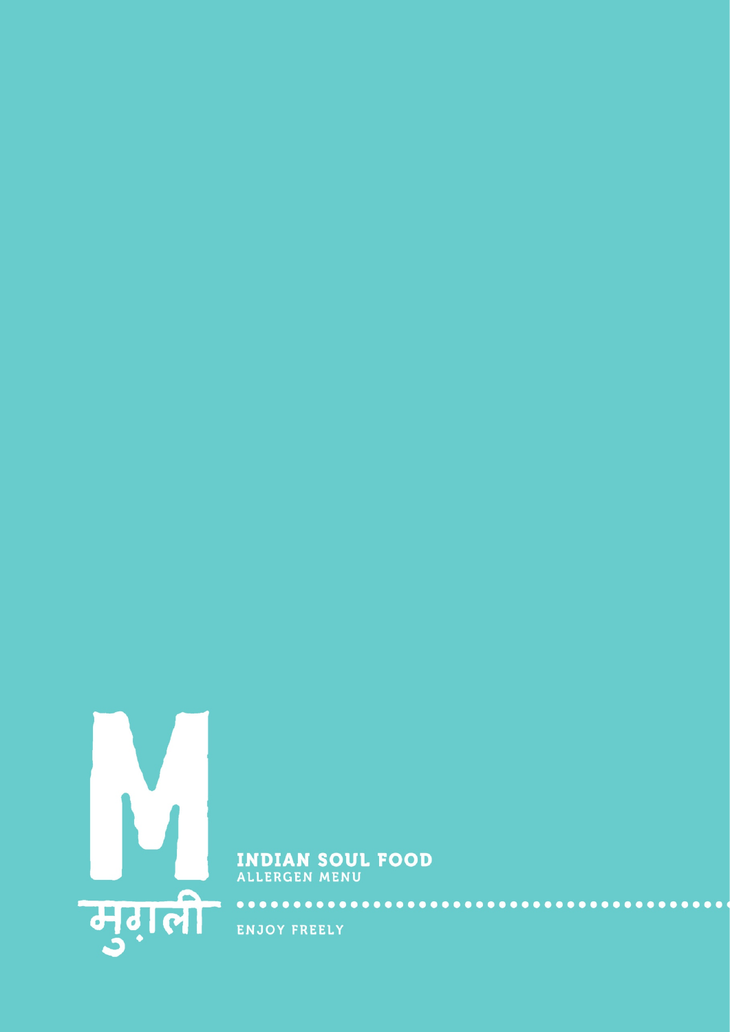M

मुग़ली

# INDIAN SOUL FOOD

ALLERGEN MENU

ENJOY FREELY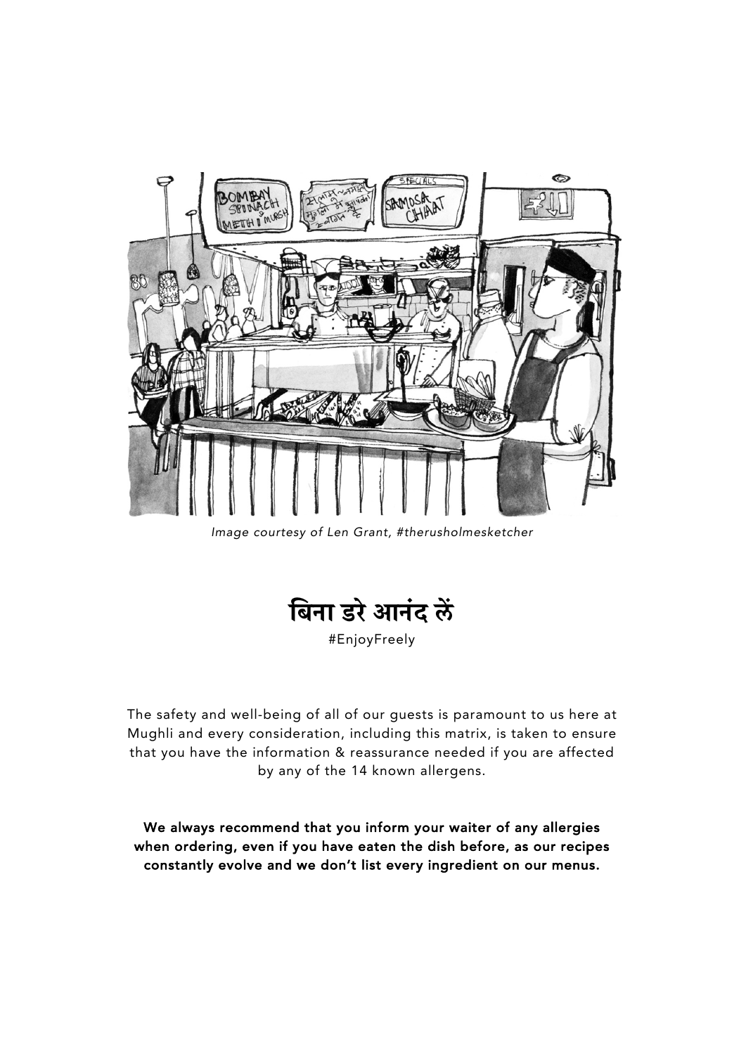*Image courtesy of Len Grant, #therusholmesketcher*

# बिना डरे आनंद लें

#EnjoyFreely

The safety and well-being of all of our guests is paramount to us here at Mughli and every consideration, including this matrix, is taken to ensure that you have the information & reassurance needed if you are affected by any of the 14 known allergens.

**We always recommend that you inform your waiter of any allergies when ordering, even if you have eaten the dish before, as our recipes constantly evolve and we don't list every ingredient on our menus.**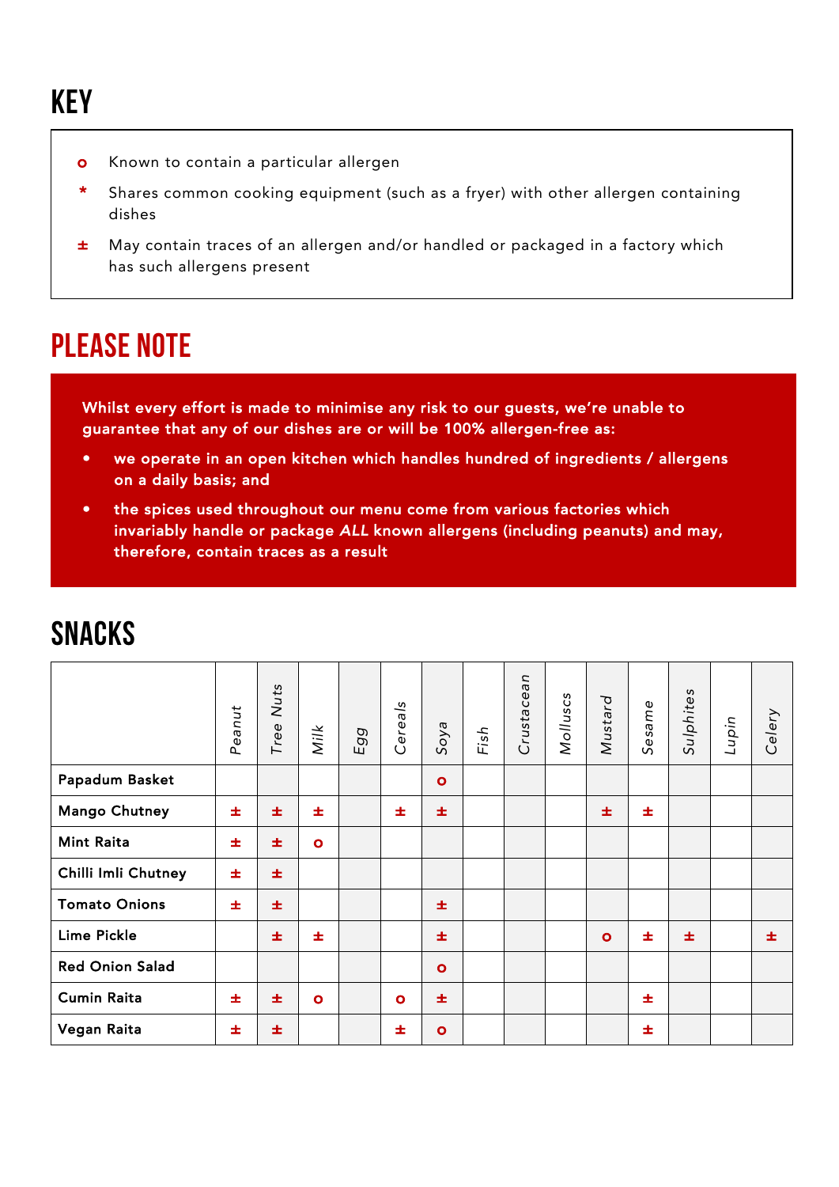# KEY

- **o** Known to contain a particular allergen
- ***** Shares common cooking equipment (such as a fryer) with other allergen containing dishes
- **±** May contain traces of an allergen and/or handled or packaged in a factory which has such allergens present

# PLEASE NOTE

**Whilst every effort is made to minimise any risk to our guests, we're unable to guarantee that any of our dishes are or will be 100% allergen-free as:**

- **we operate in an open kitchen which handles hundred of ingredients / allergens on a daily basis; and**
- **the spices used throughout our menu come from various factories which invariably handle or package *ALL* known allergens (including peanuts) and may, therefore, contain traces as a result**

# SNACKS

| | Peanut | Tree Nuts | Milk | Egg | Cereals | Soya | Fish | Crustacean | Molluscs | Mustard | Sesame | Sulphites | Lupin | Celery |
|---|---|---|---|---|---|---|---|---|---|---|---|---|---|---|
| **Papadum Basket** | | | | | | o | | | | | | | | |
| **Mango Chutney** | ± | ± | ± | | ± | ± | | | | ± | ± | | | |
| **Mint Raita** | ± | ± | o | | | | | | | | | | | |
| **Chilli Imli Chutney** | ± | ± | | | | | | | | | | | | |
| **Tomato Onions** | ± | ± | | | | ± | | | | | | | | |
| **Lime Pickle** | | ± | ± | | | ± | | | | o | ± | ± | | ± |
| **Red Onion Salad** | | | | | | o | | | | | | | | |
| **Cumin Raita** | ± | ± | o | | o | ± | | | | | ± | | | |
| **Vegan Raita** | ± | ± | | | ± | o | | | | | ± | | | |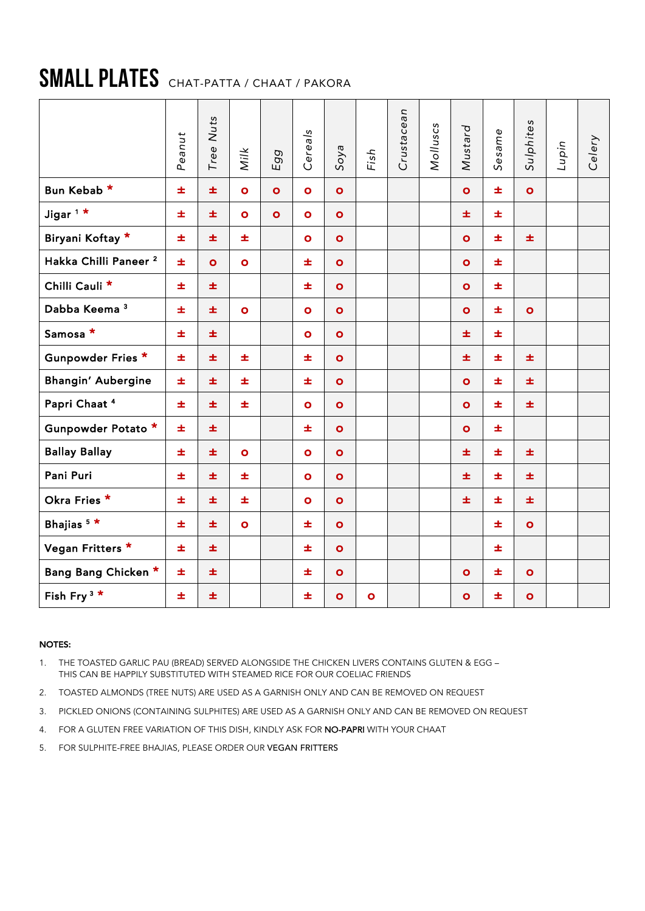# SMALL PLATES CHAT-PATTA / CHAAT / PAKORA

| | Peanut | Tree Nuts | Milk | Egg | Cereals | Soya | Fish | Crustacean | Molluscs | Mustard | Sesame | Sulphites | Lupin | Celery |
|---|---|---|---|---|---|---|---|---|---|---|---|---|---|---|
| Bun Kebab * | ± | ± | o | o | o | o | | | | o | ± | o | | |
| Jigar [1] * | ± | ± | o | o | o | o | | | | ± | ± | | | |
| Biryani Koftay * | ± | ± | ± | | o | o | | | | o | ± | ± | | |
| Hakka Chilli Paneer [2] | ± | o | o | | ± | o | | | | o | ± | | | |
| Chilli Cauli * | ± | ± | | | ± | o | | | | o | ± | | | |
| Dabba Keema [3] | ± | ± | o | | o | o | | | | o | ± | o | | |
| Samosa * | ± | ± | | | o | o | | | | ± | ± | | | |
| Gunpowder Fries * | ± | ± | ± | | ± | o | | | | ± | ± | ± | | |
| Bhangin' Aubergine | ± | ± | ± | | ± | o | | | | o | ± | ± | | |
| Papri Chaat [4] | ± | ± | ± | | o | o | | | | o | ± | ± | | |
| Gunpowder Potato * | ± | ± | | | ± | o | | | | o | ± | | | |
| Ballay Ballay | ± | ± | o | | o | o | | | | ± | ± | ± | | |
| Pani Puri | ± | ± | ± | | o | o | | | | ± | ± | ± | | |
| Okra Fries * | ± | ± | ± | | o | o | | | | ± | ± | ± | | |
| Bhajias [5] * | ± | ± | o | | ± | o | | | | | ± | o | | |
| Vegan Fritters * | ± | ± | | | ± | o | | | | | ± | | | |
| Bang Bang Chicken * | ± | ± | | | ± | o | | | | o | ± | o | | |
| Fish Fry [3] * | ± | ± | | | ± | o | o | | | o | ± | o | | |

**NOTES:**

1. THE TOASTED GARLIC PAU (BREAD) SERVED ALONGSIDE THE CHICKEN LIVERS CONTAINS GLUTEN & EGG – THIS CAN BE HAPPILY SUBSTITUTED WITH STEAMED RICE FOR OUR COELIAC FRIENDS
2. TOASTED ALMONDS (TREE NUTS) ARE USED AS A GARNISH ONLY AND CAN BE REMOVED ON REQUEST
3. PICKLED ONIONS (CONTAINING SULPHITES) ARE USED AS A GARNISH ONLY AND CAN BE REMOVED ON REQUEST
4. FOR A GLUTEN FREE VARIATION OF THIS DISH, KINDLY ASK FOR NO-PAPRI WITH YOUR CHAAT
5. FOR SULPHITE-FREE BHAJIAS, PLEASE ORDER OUR VEGAN FRITTERS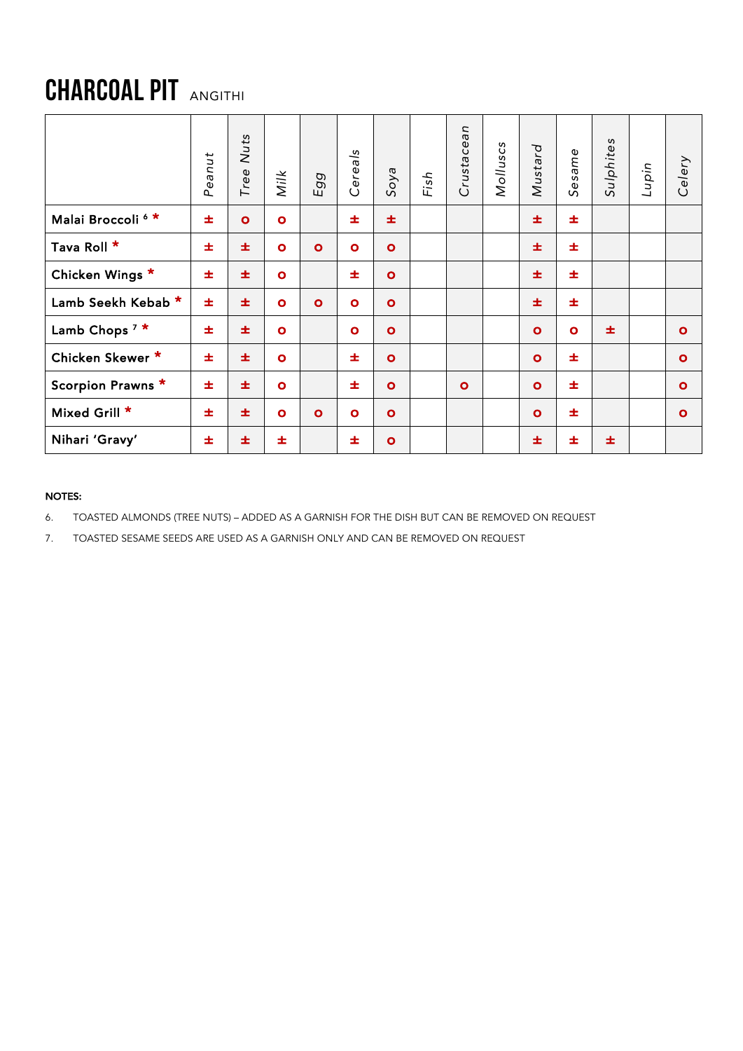# CHARCOAL PIT ANGITHI

| | Peanut | Tree Nuts | Milk | Egg | Cereals | Soya | Fish | Crustacean | Molluscs | Mustard | Sesame | Sulphites | Lupin | Celery |
|---|---|---|---|---|---|---|---|---|---|---|---|---|---|---|
| Malai Broccoli [6] * | ± | o | o | | ± | ± | | | | ± | ± | | | |
| Tava Roll * | ± | ± | o | o | o | o | | | | ± | ± | | | |
| Chicken Wings * | ± | ± | o | | ± | o | | | | ± | ± | | | |
| Lamb Seekh Kebab * | ± | ± | o | o | o | o | | | | ± | ± | | | |
| Lamb Chops [7] * | ± | ± | o | | o | o | | | | o | o | ± | | o |
| Chicken Skewer * | ± | ± | o | | ± | o | | | | o | ± | | | o |
| Scorpion Prawns * | ± | ± | o | | ± | o | | o | | o | ± | | | o |
| Mixed Grill * | ± | ± | o | o | o | o | | | | o | ± | | | o |
| Nihari 'Gravy' | ± | ± | ± | | ± | o | | | | ± | ± | ± | | |

NOTES:

6. TOASTED ALMONDS (TREE NUTS) – ADDED AS A GARNISH FOR THE DISH BUT CAN BE REMOVED ON REQUEST
7. TOASTED SESAME SEEDS ARE USED AS A GARNISH ONLY AND CAN BE REMOVED ON REQUEST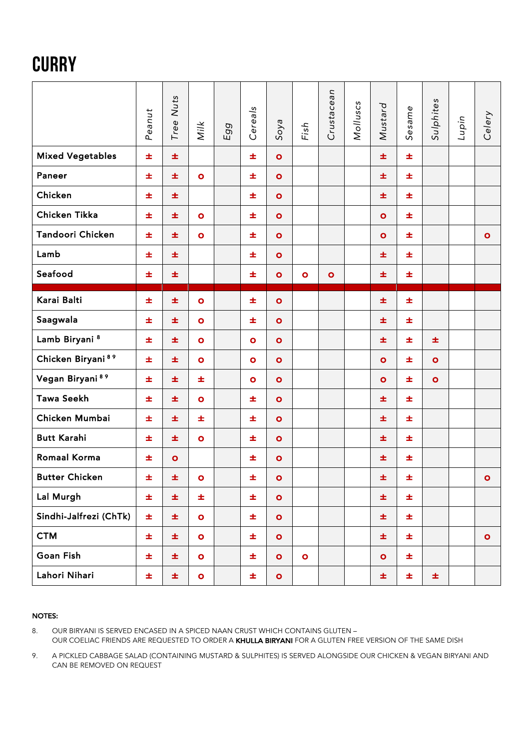# CURRY

| | Peanut | Tree Nuts | Milk | Egg | Cereals | Soya | Fish | Crustacean | Molluscs | Mustard | Sesame | Sulphites | Lupin | Celery |
|---|---|---|---|---|---|---|---|---|---|---|---|---|---|---|
| **Mixed Vegetables** | ± | ± | | | ± | o | | | | ± | ± | | | |
| **Paneer** | ± | ± | o | | ± | o | | | | ± | ± | | | |
| **Chicken** | ± | ± | | | ± | o | | | | ± | ± | | | |
| **Chicken Tikka** | ± | ± | o | | ± | o | | | | o | ± | | | |
| **Tandoori Chicken** | ± | ± | o | | ± | o | | | | o | ± | | | o |
| **Lamb** | ± | ± | | | ± | o | | | | ± | ± | | | |
| **Seafood** | ± | ± | | | ± | o | o | o | | ± | ± | | | |
| **Karai Balti** | ± | ± | o | | ± | o | | | | ± | ± | | | |
| **Saagwala** | ± | ± | o | | ± | o | | | | ± | ± | | | |
| **Lamb Biryani** [8] | ± | ± | o | | o | o | | | | ± | ± | ± | | |
| **Chicken Biryani** [8, 9] | ± | ± | o | | o | o | | | | o | ± | o | | |
| **Vegan Biryani** [8, 9] | ± | ± | ± | | o | o | | | | o | ± | o | | |
| **Tawa Seekh** | ± | ± | o | | ± | o | | | | ± | ± | | | |
| **Chicken Mumbai** | ± | ± | ± | | ± | o | | | | ± | ± | | | |
| **Butt Karahi** | ± | ± | o | | ± | o | | | | ± | ± | | | |
| **Romaal Korma** | ± | o | | | ± | o | | | | ± | ± | | | |
| **Butter Chicken** | ± | ± | o | | ± | o | | | | ± | ± | | | o |
| **Lal Murgh** | ± | ± | ± | | ± | o | | | | ± | ± | | | |
| **Sindhi-Jalfrezi (ChTk)** | ± | ± | o | | ± | o | | | | ± | ± | | | |
| **CTM** | ± | ± | o | | ± | o | | | | ± | ± | | | o |
| **Goan Fish** | ± | ± | o | | ± | o | o | | | o | ± | | | |
| **Lahori Nihari** | ± | ± | o | | ± | o | | | | ± | ± | ± | | |

**NOTES:**

8. OUR BIRYANI IS SERVED ENCASED IN A SPICED NAAN CRUST WHICH CONTAINS GLUTEN – OUR COELIAC FRIENDS ARE REQUESTED TO ORDER A **KHULLA BIRYANI** FOR A GLUTEN FREE VERSION OF THE SAME DISH

9. A PICKLED CABBAGE SALAD (CONTAINING MUSTARD & SULPHITES) IS SERVED ALONGSIDE OUR CHICKEN & VEGAN BIRYANI AND CAN BE REMOVED ON REQUEST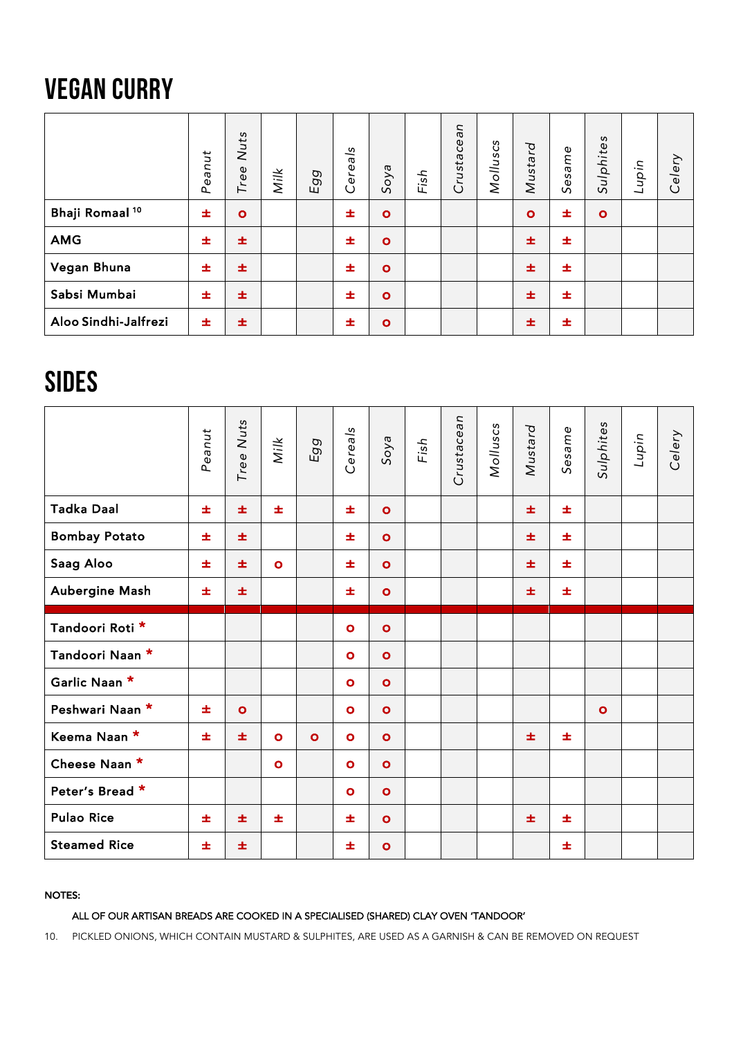# VEGAN CURRY

| | Peanut | Tree Nuts | Milk | Egg | Cereals | Soya | Fish | Crustacean | Molluscs | Mustard | Sesame | Sulphites | Lupin | Celery |
|---|---|---|---|---|---|---|---|---|---|---|---|---|---|---|
| Bhaji Romaal [10] | ± | o | | | ± | o | | | | o | ± | o | | |
| AMG | ± | ± | | | ± | o | | | | ± | ± | | | |
| Vegan Bhuna | ± | ± | | | ± | o | | | | ± | ± | | | |
| Sabsi Mumbai | ± | ± | | | ± | o | | | | ± | ± | | | |
| Aloo Sindhi-Jalfrezi | ± | ± | | | ± | o | | | | ± | ± | | | |

# SIDES

| | Peanut | Tree Nuts | Milk | Egg | Cereals | Soya | Fish | Crustacean | Molluscs | Mustard | Sesame | Sulphites | Lupin | Celery |
|---|---|---|---|---|---|---|---|---|---|---|---|---|---|---|
| Tadka Daal | ± | ± | ± | | ± | o | | | | ± | ± | | | |
| Bombay Potato | ± | ± | | | ± | o | | | | ± | ± | | | |
| Saag Aloo | ± | ± | o | | ± | o | | | | ± | ± | | | |
| Aubergine Mash | ± | ± | | | ± | o | | | | ± | ± | | | |
| Tandoori Roti * | | | | | o | o | | | | | | | | |
| Tandoori Naan * | | | | | o | o | | | | | | | | |
| Garlic Naan * | | | | | o | o | | | | | | | | |
| Peshwari Naan * | ± | o | | | o | o | | | | | | o | | |
| Keema Naan * | ± | ± | o | o | o | o | | | | ± | ± | | | |
| Cheese Naan * | | | o | | o | o | | | | | | | | |
| Peter's Bread * | | | | | o | o | | | | | | | | |
| Pulao Rice | ± | ± | ± | | ± | o | | | | ± | ± | | | |
| Steamed Rice | ± | ± | | | ± | o | | | | | ± | | | |

NOTES:

ALL OF OUR ARTISAN BREADS ARE COOKED IN A SPECIALISED (SHARED) CLAY OVEN 'TANDOOR'

10. PICKLED ONIONS, WHICH CONTAIN MUSTARD & SULPHITES, ARE USED AS A GARNISH & CAN BE REMOVED ON REQUEST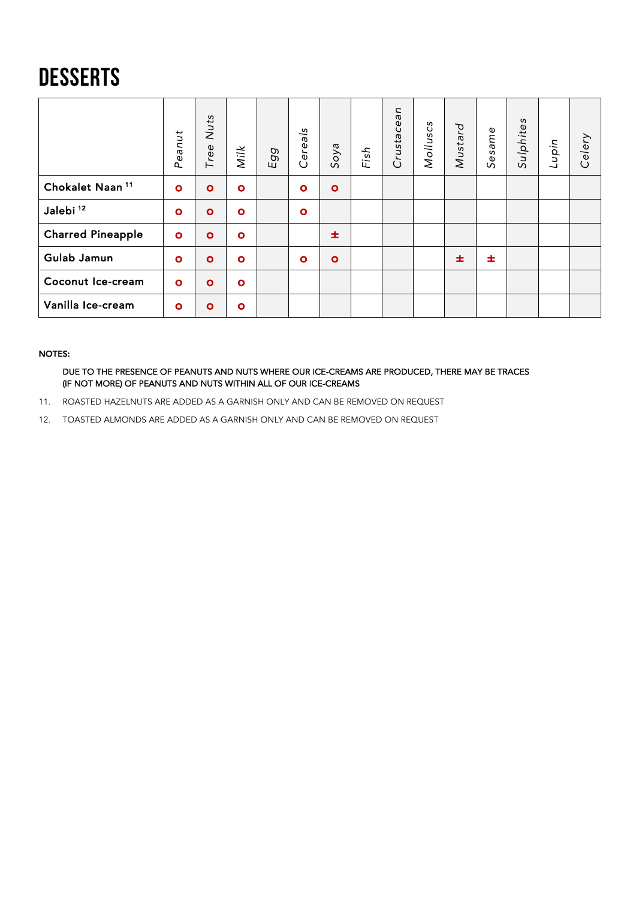# DESSERTS

| | Peanut | Tree Nuts | Milk | Egg | Cereals | Soya | Fish | Crustacean | Molluscs | Mustard | Sesame | Sulphites | Lupin | Celery |
|---|---|---|---|---|---|---|---|---|---|---|---|---|---|---|
| Chokalet Naan [11] | o | o | o | | o | o | | | | | | | | |
| Jalebi [12] | o | o | o | | o | | | | | | | | | |
| Charred Pineapple | o | o | o | | | ± | | | | | | | | |
| Gulab Jamun | o | o | o | | o | o | | | | ± | ± | | | |
| Coconut Ice-cream | o | o | o | | | | | | | | | | | |
| Vanilla Ice-cream | o | o | o | | | | | | | | | | | |

**NOTES:**

DUE TO THE PRESENCE OF PEANUTS AND NUTS WHERE OUR ICE-CREAMS ARE PRODUCED, THERE MAY BE TRACES (IF NOT MORE) OF PEANUTS AND NUTS WITHIN ALL OF OUR ICE-CREAMS

11. ROASTED HAZELNUTS ARE ADDED AS A GARNISH ONLY AND CAN BE REMOVED ON REQUEST
12. TOASTED ALMONDS ARE ADDED AS A GARNISH ONLY AND CAN BE REMOVED ON REQUEST